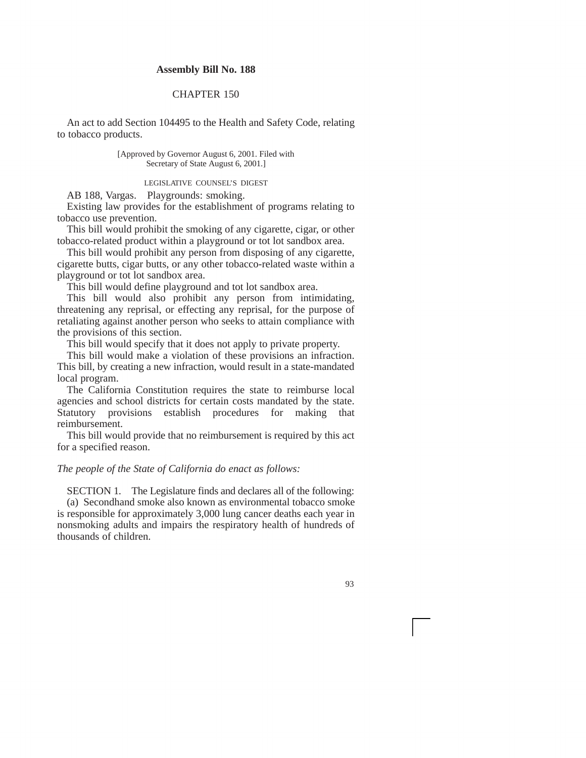**Assembly Bill No. 188**

CHAPTER 150

An act to add Section 104495 to the Health and Safety Code, relating to tobacco products.

[Approved by Governor August 6, 2001. Filed with Secretary of State August 6, 2001.]

LEGISLATIVE COUNSEL'S DIGEST

AB 188, Vargas. Playgrounds: smoking.

Existing law provides for the establishment of programs relating to tobacco use prevention.

This bill would prohibit the smoking of any cigarette, cigar, or other tobacco-related product within a playground or tot lot sandbox area.

This bill would prohibit any person from disposing of any cigarette, cigarette butts, cigar butts, or any other tobacco-related waste within a playground or tot lot sandbox area.

This bill would define playground and tot lot sandbox area.

This bill would also prohibit any person from intimidating, threatening any reprisal, or effecting any reprisal, for the purpose of retaliating against another person who seeks to attain compliance with the provisions of this section.

This bill would specify that it does not apply to private property.

This bill would make a violation of these provisions an infraction. This bill, by creating a new infraction, would result in a state-mandated local program.

The California Constitution requires the state to reimburse local agencies and school districts for certain costs mandated by the state. Statutory provisions establish procedures for making that reimbursement.

This bill would provide that no reimbursement is required by this act for a specified reason.

*The people of the State of California do enact as follows:*

SECTION 1. The Legislature finds and declares all of the following:

(a) Secondhand smoke also known as environmental tobacco smoke is responsible for approximately 3,000 lung cancer deaths each year in nonsmoking adults and impairs the respiratory health of hundreds of thousands of children.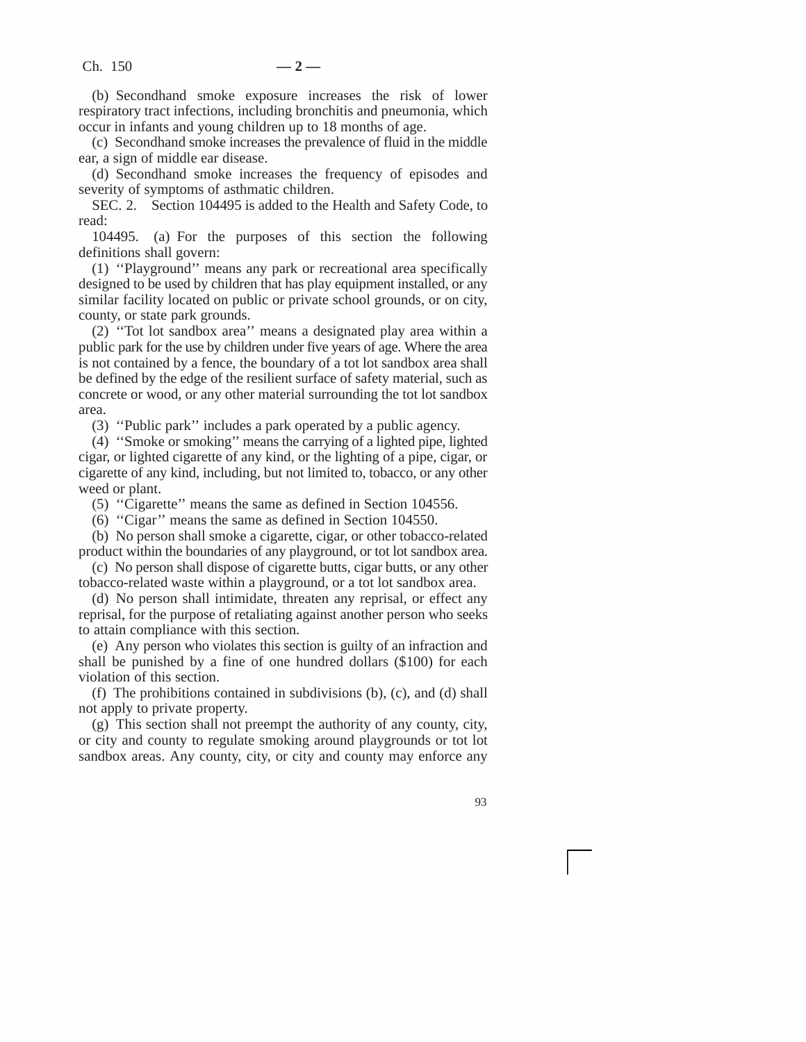(b) Secondhand smoke exposure increases the risk of lower respiratory tract infections, including bronchitis and pneumonia, which occur in infants and young children up to 18 months of age.

(c) Secondhand smoke increases the prevalence of fluid in the middle ear, a sign of middle ear disease.

(d) Secondhand smoke increases the frequency of episodes and severity of symptoms of asthmatic children.

SEC. 2. Section 104495 is added to the Health and Safety Code, to read:

104495. (a) For the purposes of this section the following definitions shall govern:

(1) ''Playground'' means any park or recreational area specifically designed to be used by children that has play equipment installed, or any similar facility located on public or private school grounds, or on city, county, or state park grounds.

(2) ''Tot lot sandbox area'' means a designated play area within a public park for the use by children under five years of age. Where the area is not contained by a fence, the boundary of a tot lot sandbox area shall be defined by the edge of the resilient surface of safety material, such as concrete or wood, or any other material surrounding the tot lot sandbox area.

(3) ''Public park'' includes a park operated by a public agency.

(4) ''Smoke or smoking'' means the carrying of a lighted pipe, lighted cigar, or lighted cigarette of any kind, or the lighting of a pipe, cigar, or cigarette of any kind, including, but not limited to, tobacco, or any other weed or plant.

(5) ''Cigarette'' means the same as defined in Section 104556.

(6) ''Cigar'' means the same as defined in Section 104550.

(b) No person shall smoke a cigarette, cigar, or other tobacco-related product within the boundaries of any playground, or tot lot sandbox area.

(c) No person shall dispose of cigarette butts, cigar butts, or any other tobacco-related waste within a playground, or a tot lot sandbox area.

(d) No person shall intimidate, threaten any reprisal, or effect any reprisal, for the purpose of retaliating against another person who seeks to attain compliance with this section.

(e) Any person who violates this section is guilty of an infraction and shall be punished by a fine of one hundred dollars ($100) for each violation of this section.

(f) The prohibitions contained in subdivisions (b), (c), and (d) shall not apply to private property.

(g) This section shall not preempt the authority of any county, city, or city and county to regulate smoking around playgrounds or tot lot sandbox areas. Any county, city, or city and county may enforce any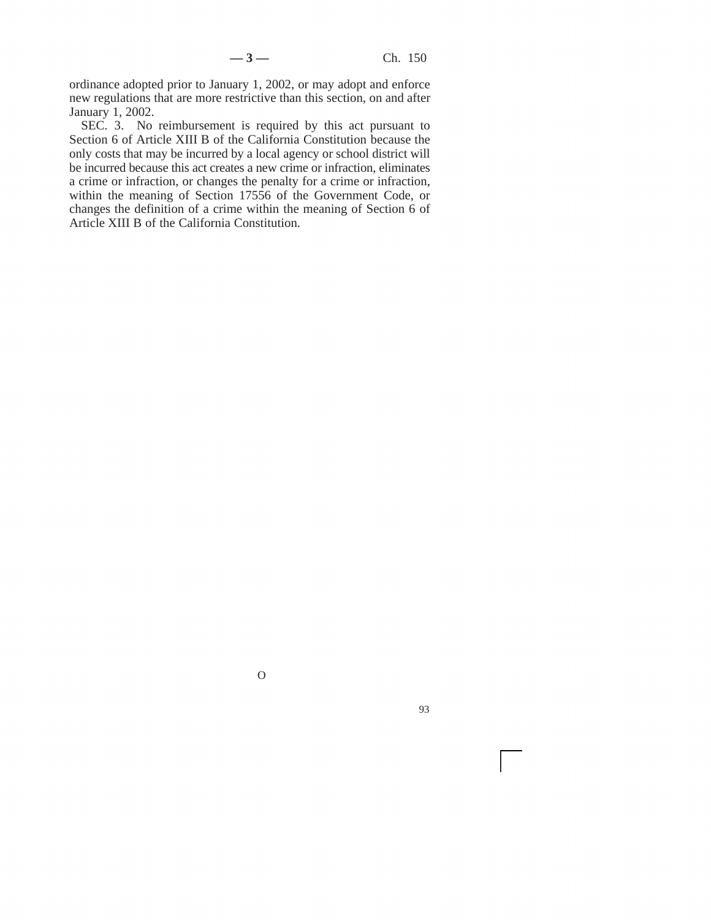ordinance adopted prior to January 1, 2002, or may adopt and enforce new regulations that are more restrictive than this section, on and after January 1, 2002.

SEC. 3. No reimbursement is required by this act pursuant to Section 6 of Article XIII B of the California Constitution because the only costs that may be incurred by a local agency or school district will be incurred because this act creates a new crime or infraction, eliminates a crime or infraction, or changes the penalty for a crime or infraction, within the meaning of Section 17556 of the Government Code, or changes the definition of a crime within the meaning of Section 6 of Article XIII B of the California Constitution.